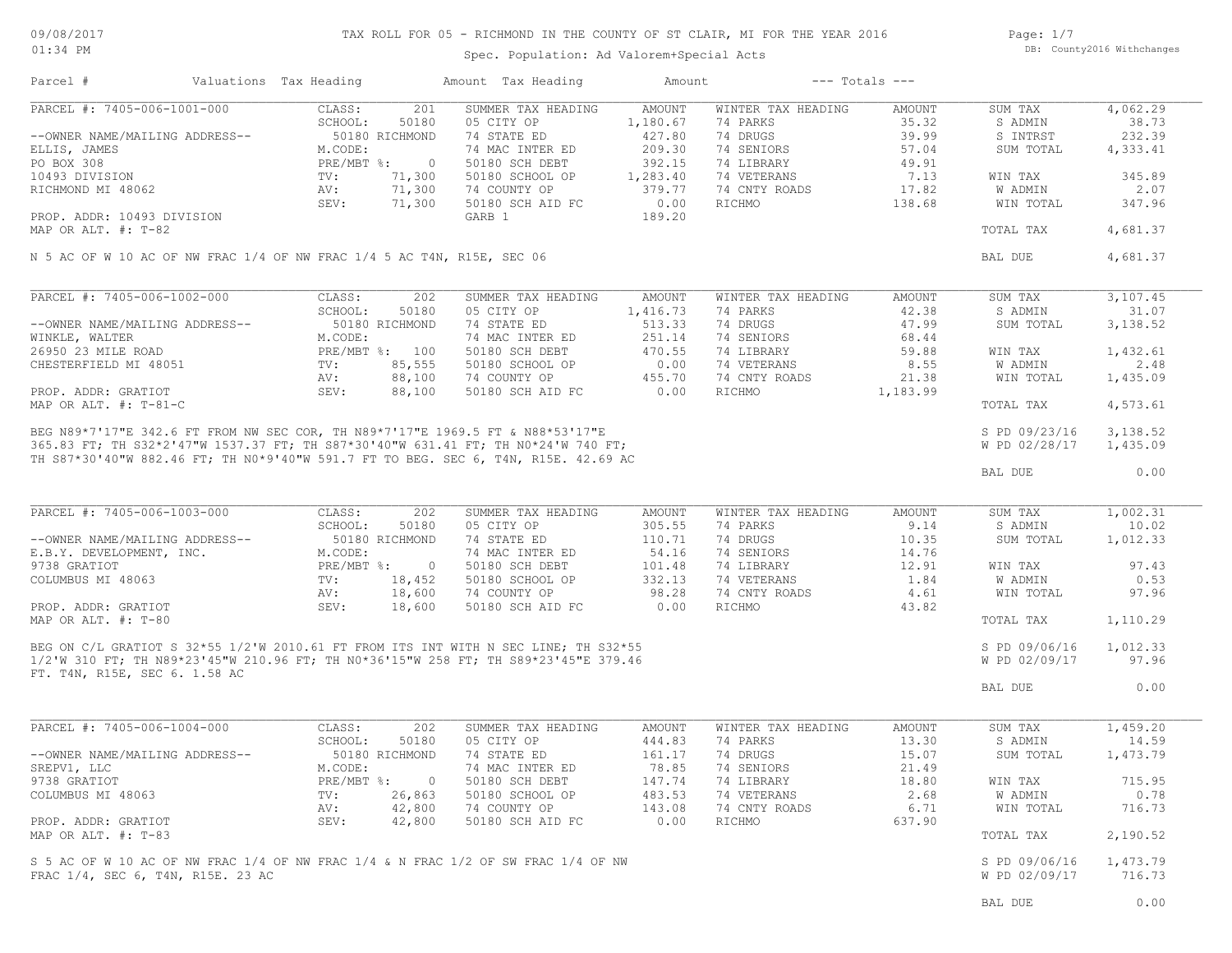# TAX ROLL FOR 05 - RICHMOND IN THE COUNTY OF ST CLAIR, MI FOR THE YEAR 2016

Spec. Population: Ad Valorem+Special Acts

09/08/2017 01:34 PM — DB: County2016 Withchanges

| Parcel # | Valuations | | Tax Heading | Amount | Tax Heading | Amount | --- Totals --- | |
|---|---|---|---|---|---|---|---|---|

## PARCEL #: 7405-006-1001-000

| | | | SUMMER TAX HEADING | AMOUNT | WINTER TAX HEADING | AMOUNT | | |
|---|---|---|---|---|---|---|---|---|
| --OWNER NAME/MAILING ADDRESS-- | CLASS: | 201 | 05 CITY OP | 1,180.67 | 74 PARKS | 35.32 | SUM TAX | 4,062.29 |
| ELLIS, JAMES | SCHOOL: | 50180 | 74 STATE ED | 427.80 | 74 DRUGS | 39.99 | S ADMIN | 38.73 |
| PO BOX 308 | | 50180 RICHMOND | 74 MAC INTER ED | 209.30 | 74 SENIORS | 57.04 | S INTRST | 232.39 |
| 10493 DIVISION | M.CODE: | | 50180 SCH DEBT | 392.15 | 74 LIBRARY | 49.91 | SUM TOTAL | 4,333.41 |
| RICHMOND MI 48062 | PRE/MBT %: | 0 | 50180 SCHOOL OP | 1,283.40 | 74 VETERANS | 7.13 | | |
| | TV: | 71,300 | 74 COUNTY OP | 379.77 | 74 CNTY ROADS | 17.82 | WIN TAX | 345.89 |
| PROP. ADDR: 10493 DIVISION | AV: | 71,300 | 50180 SCH AID FC | 0.00 | RICHMO | 138.68 | W ADMIN | 2.07 |
| MAP OR ALT. #: T-82 | SEV: | 71,300 | GARB 1 | 189.20 | | | WIN TOTAL | 347.96 |
| | | | | | | | TOTAL TAX | 4,681.37 |
| | | | | | | | BAL DUE | 4,681.37 |

N 5 AC OF W 10 AC OF NW FRAC 1/4 OF NW FRAC 1/4 5 AC T4N, R15E, SEC 06

## PARCEL #: 7405-006-1002-000

| | | | SUMMER TAX HEADING | AMOUNT | WINTER TAX HEADING | AMOUNT | | |
|---|---|---|---|---|---|---|---|---|
| --OWNER NAME/MAILING ADDRESS-- | CLASS: | 202 | 05 CITY OP | 1,416.73 | 74 PARKS | 42.38 | SUM TAX | 3,107.45 |
| WINKLE, WALTER | SCHOOL: | 50180 | 74 STATE ED | 513.33 | 74 DRUGS | 47.99 | S ADMIN | 31.07 |
| 26950 23 MILE ROAD | | 50180 RICHMOND | 74 MAC INTER ED | 251.14 | 74 SENIORS | 68.44 | SUM TOTAL | 3,138.52 |
| CHESTERFIELD MI 48051 | M.CODE: | | 50180 SCH DEBT | 470.55 | 74 LIBRARY | 59.88 | WIN TAX | 1,432.61 |
| | PRE/MBT %: | 100 | 50180 SCHOOL OP | 0.00 | 74 VETERANS | 8.55 | W ADMIN | 2.48 |
| | TV: | 85,555 | 74 COUNTY OP | 455.70 | 74 CNTY ROADS | 21.38 | WIN TOTAL | 1,435.09 |
| PROP. ADDR: GRATIOT | AV: | 88,100 | 50180 SCH AID FC | 0.00 | RICHMO | 1,183.99 | | |
| MAP OR ALT. #: T-81-C | SEV: | 88,100 | | | | | TOTAL TAX | 4,573.61 |
| | | | | | | | S PD 09/23/16 | 3,138.52 |
| | | | | | | | W PD 02/28/17 | 1,435.09 |
| | | | | | | | BAL DUE | 0.00 |

BEG N89*7'17"E 342.6 FT FROM NW SEC COR, TH N89*7'17"E 1969.5 FT & N88*53'17"E 365.83 FT; TH S32*2'47"W 1537.37 FT; TH S87*30'40"W 631.41 FT; TH N0*24'W 740 FT; TH S87*30'40"W 882.46 FT; TH N0*9'40"W 591.7 FT TO BEG. SEC 6, T4N, R15E. 42.69 AC

## PARCEL #: 7405-006-1003-000

| | | | SUMMER TAX HEADING | AMOUNT | WINTER TAX HEADING | AMOUNT | | |
|---|---|---|---|---|---|---|---|---|
| --OWNER NAME/MAILING ADDRESS-- | CLASS: | 202 | 05 CITY OP | 305.55 | 74 PARKS | 9.14 | SUM TAX | 1,002.31 |
| E.B.Y. DEVELOPMENT, INC. | SCHOOL: | 50180 | 74 STATE ED | 110.71 | 74 DRUGS | 10.35 | S ADMIN | 10.02 |
| 9738 GRATIOT | | 50180 RICHMOND | 74 MAC INTER ED | 54.16 | 74 SENIORS | 14.76 | SUM TOTAL | 1,012.33 |
| COLUMBUS MI 48063 | M.CODE: | | 50180 SCH DEBT | 101.48 | 74 LIBRARY | 12.91 | WIN TAX | 97.43 |
| | PRE/MBT %: | 0 | 50180 SCHOOL OP | 332.13 | 74 VETERANS | 1.84 | W ADMIN | 0.53 |
| | TV: | 18,452 | 74 COUNTY OP | 98.28 | 74 CNTY ROADS | 4.61 | WIN TOTAL | 97.96 |
| PROP. ADDR: GRATIOT | AV: | 18,600 | 50180 SCH AID FC | 0.00 | RICHMO | 43.82 | | |
| MAP OR ALT. #: T-80 | SEV: | 18,600 | | | | | TOTAL TAX | 1,110.29 |
| | | | | | | | S PD 09/06/16 | 1,012.33 |
| | | | | | | | W PD 02/09/17 | 97.96 |
| | | | | | | | BAL DUE | 0.00 |

BEG ON C/L GRATIOT S 32*55 1/2'W 2010.61 FT FROM ITS INT WITH N SEC LINE; TH S32*55 1/2'W 310 FT; TH N89*23'45"W 210.96 FT; TH N0*36'15"W 258 FT; TH S89*23'45"E 379.46 FT. T4N, R15E, SEC 6. 1.58 AC

## PARCEL #: 7405-006-1004-000

| | | | SUMMER TAX HEADING | AMOUNT | WINTER TAX HEADING | AMOUNT | | |
|---|---|---|---|---|---|---|---|---|
| --OWNER NAME/MAILING ADDRESS-- | CLASS: | 202 | 05 CITY OP | 444.83 | 74 PARKS | 13.30 | SUM TAX | 1,459.20 |
| SREPV1, LLC | SCHOOL: | 50180 | 74 STATE ED | 161.17 | 74 DRUGS | 15.07 | S ADMIN | 14.59 |
| 9738 GRATIOT | | 50180 RICHMOND | 74 MAC INTER ED | 78.85 | 74 SENIORS | 21.49 | SUM TOTAL | 1,473.79 |
| COLUMBUS MI 48063 | M.CODE: | | 50180 SCH DEBT | 147.74 | 74 LIBRARY | 18.80 | WIN TAX | 715.95 |
| | PRE/MBT %: | 0 | 50180 SCHOOL OP | 483.53 | 74 VETERANS | 2.68 | W ADMIN | 0.78 |
| | TV: | 26,863 | 74 COUNTY OP | 143.08 | 74 CNTY ROADS | 6.71 | WIN TOTAL | 716.73 |
| PROP. ADDR: GRATIOT | AV: | 42,800 | 50180 SCH AID FC | 0.00 | RICHMO | 637.90 | | |
| MAP OR ALT. #: T-83 | SEV: | 42,800 | | | | | TOTAL TAX | 2,190.52 |
| | | | | | | | S PD 09/06/16 | 1,473.79 |
| | | | | | | | W PD 02/09/17 | 716.73 |
| | | | | | | | BAL DUE | 0.00 |

S 5 AC OF W 10 AC OF NW FRAC 1/4 OF NW FRAC 1/4 & N FRAC 1/2 OF SW FRAC 1/4 OF NW FRAC 1/4, SEC 6, T4N, R15E. 23 AC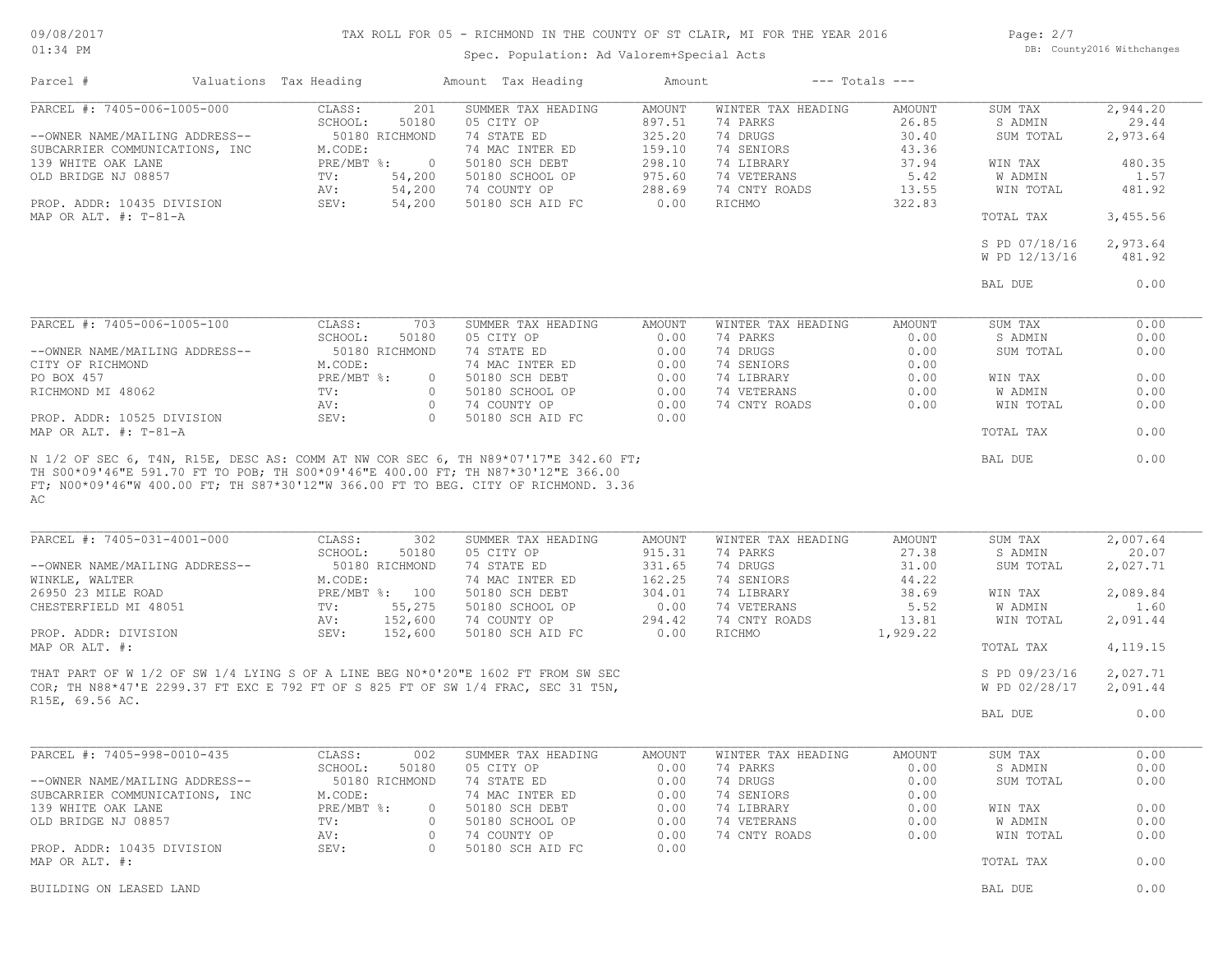# TAX ROLL FOR 05 - RICHMOND IN THE COUNTY OF ST CLAIR, MI FOR THE YEAR 2016

Spec. Population: Ad Valorem+Special Acts

DB: County2016 Withchanges

| Parcel # | Valuations | Tax Heading | Amount | Tax Heading | Amount | --- Totals --- | |
|---|---|---|---|---|---|---|---|

## PARCEL #: 7405-006-1005-000

--OWNER NAME/MAILING ADDRESS--
SUBCARRIER COMMUNICATIONS, INC
139 WHITE OAK LANE
OLD BRIDGE NJ 08857

PROP. ADDR: 10435 DIVISION
MAP OR ALT. #: T-81-A

| Valuations | | Summer Tax Heading | Amount | Winter Tax Heading | Amount | Totals | |
|---|---|---|---|---|---|---|---|
| CLASS: | 201 | 05 CITY OP | 897.51 | 74 PARKS | 26.85 | SUM TAX | 2,944.20 |
| SCHOOL: | 50180 | 74 STATE ED | 325.20 | 74 DRUGS | 30.40 | S ADMIN | 29.44 |
| 50180 RICHMOND | | 74 MAC INTER ED | 159.10 | 74 SENIORS | 43.36 | SUM TOTAL | 2,973.64 |
| M.CODE: | | 50180 SCH DEBT | 298.10 | 74 LIBRARY | 37.94 | WIN TAX | 480.35 |
| PRE/MBT %: | 0 | 50180 SCHOOL OP | 975.60 | 74 VETERANS | 5.42 | W ADMIN | 1.57 |
| TV: | 54,200 | 74 COUNTY OP | 288.69 | 74 CNTY ROADS | 13.55 | WIN TOTAL | 481.92 |
| AV: | 54,200 | 50180 SCH AID FC | 0.00 | RICHMO | 322.83 | TOTAL TAX | 3,455.56 |
| SEV: | 54,200 | | | | | S PD 07/18/16 | 2,973.64 |
| | | | | | | W PD 12/13/16 | 481.92 |
| | | | | | | BAL DUE | 0.00 |

## PARCEL #: 7405-006-1005-100

--OWNER NAME/MAILING ADDRESS--
CITY OF RICHMOND
PO BOX 457
RICHMOND MI 48062

PROP. ADDR: 10525 DIVISION
MAP OR ALT. #: T-81-A

| Valuations | | Summer Tax Heading | Amount | Winter Tax Heading | Amount | Totals | |
|---|---|---|---|---|---|---|---|
| CLASS: | 703 | 05 CITY OP | 0.00 | 74 PARKS | 0.00 | SUM TAX | 0.00 |
| SCHOOL: | 50180 | 74 STATE ED | 0.00 | 74 DRUGS | 0.00 | S ADMIN | 0.00 |
| 50180 RICHMOND | | 74 MAC INTER ED | 0.00 | 74 SENIORS | 0.00 | SUM TOTAL | 0.00 |
| M.CODE: | | 50180 SCH DEBT | 0.00 | 74 LIBRARY | 0.00 | WIN TAX | 0.00 |
| PRE/MBT %: | 0 | 50180 SCHOOL OP | 0.00 | 74 VETERANS | 0.00 | W ADMIN | 0.00 |
| TV: | 0 | 74 COUNTY OP | 0.00 | 74 CNTY ROADS | 0.00 | WIN TOTAL | 0.00 |
| AV: | 0 | 50180 SCH AID FC | 0.00 | | | TOTAL TAX | 0.00 |
| SEV: | 0 | | | | | BAL DUE | 0.00 |

N 1/2 OF SEC 6, T4N, R15E, DESC AS: COMM AT NW COR SEC 6, TH N89*07'17"E 342.60 FT; TH S00*09'46"E 591.70 FT TO POB; TH S00*09'46"E 400.00 FT; TH N87*30'12"E 366.00 FT; N00*09'46"W 400.00 FT; TH S87*30'12"W 366.00 FT TO BEG. CITY OF RICHMOND. 3.36 AC

## PARCEL #: 7405-031-4001-000

--OWNER NAME/MAILING ADDRESS--
WINKLE, WALTER
26950 23 MILE ROAD
CHESTERFIELD MI 48051

PROP. ADDR: DIVISION
MAP OR ALT. #:

| Valuations | | Summer Tax Heading | Amount | Winter Tax Heading | Amount | Totals | |
|---|---|---|---|---|---|---|---|
| CLASS: | 302 | 05 CITY OP | 915.31 | 74 PARKS | 27.38 | SUM TAX | 2,007.64 |
| SCHOOL: | 50180 | 74 STATE ED | 331.65 | 74 DRUGS | 31.00 | S ADMIN | 20.07 |
| 50180 RICHMOND | | 74 MAC INTER ED | 162.25 | 74 SENIORS | 44.22 | SUM TOTAL | 2,027.71 |
| M.CODE: | | 50180 SCH DEBT | 304.01 | 74 LIBRARY | 38.69 | WIN TAX | 2,089.84 |
| PRE/MBT %: | 100 | 50180 SCHOOL OP | 0.00 | 74 VETERANS | 5.52 | W ADMIN | 1.60 |
| TV: | 55,275 | 74 COUNTY OP | 294.42 | 74 CNTY ROADS | 13.81 | WIN TOTAL | 2,091.44 |
| AV: | 152,600 | 50180 SCH AID FC | 0.00 | RICHMO | 1,929.22 | TOTAL TAX | 4,119.15 |
| SEV: | 152,600 | | | | | S PD 09/23/16 | 2,027.71 |
| | | | | | | W PD 02/28/17 | 2,091.44 |
| | | | | | | BAL DUE | 0.00 |

THAT PART OF W 1/2 OF SW 1/4 LYING S OF A LINE BEG N0*0'20"E 1602 FT FROM SW SEC COR; TH N88*47'E 2299.37 FT EXC E 792 FT OF S 825 FT OF SW 1/4 FRAC, SEC 31 T5N, R15E, 69.56 AC.

## PARCEL #: 7405-998-0010-435

--OWNER NAME/MAILING ADDRESS--
SUBCARRIER COMMUNICATIONS, INC
139 WHITE OAK LANE
OLD BRIDGE NJ 08857

PROP. ADDR: 10435 DIVISION
MAP OR ALT. #:

| Valuations | | Summer Tax Heading | Amount | Winter Tax Heading | Amount | Totals | |
|---|---|---|---|---|---|---|---|
| CLASS: | 002 | 05 CITY OP | 0.00 | 74 PARKS | 0.00 | SUM TAX | 0.00 |
| SCHOOL: | 50180 | 74 STATE ED | 0.00 | 74 DRUGS | 0.00 | S ADMIN | 0.00 |
| 50180 RICHMOND | | 74 MAC INTER ED | 0.00 | 74 SENIORS | 0.00 | SUM TOTAL | 0.00 |
| M.CODE: | | 50180 SCH DEBT | 0.00 | 74 LIBRARY | 0.00 | WIN TAX | 0.00 |
| PRE/MBT %: | 0 | 50180 SCHOOL OP | 0.00 | 74 VETERANS | 0.00 | W ADMIN | 0.00 |
| TV: | 0 | 74 COUNTY OP | 0.00 | 74 CNTY ROADS | 0.00 | WIN TOTAL | 0.00 |
| AV: | 0 | 50180 SCH AID FC | 0.00 | | | TOTAL TAX | 0.00 |
| SEV: | 0 | | | | | BAL DUE | 0.00 |

BUILDING ON LEASED LAND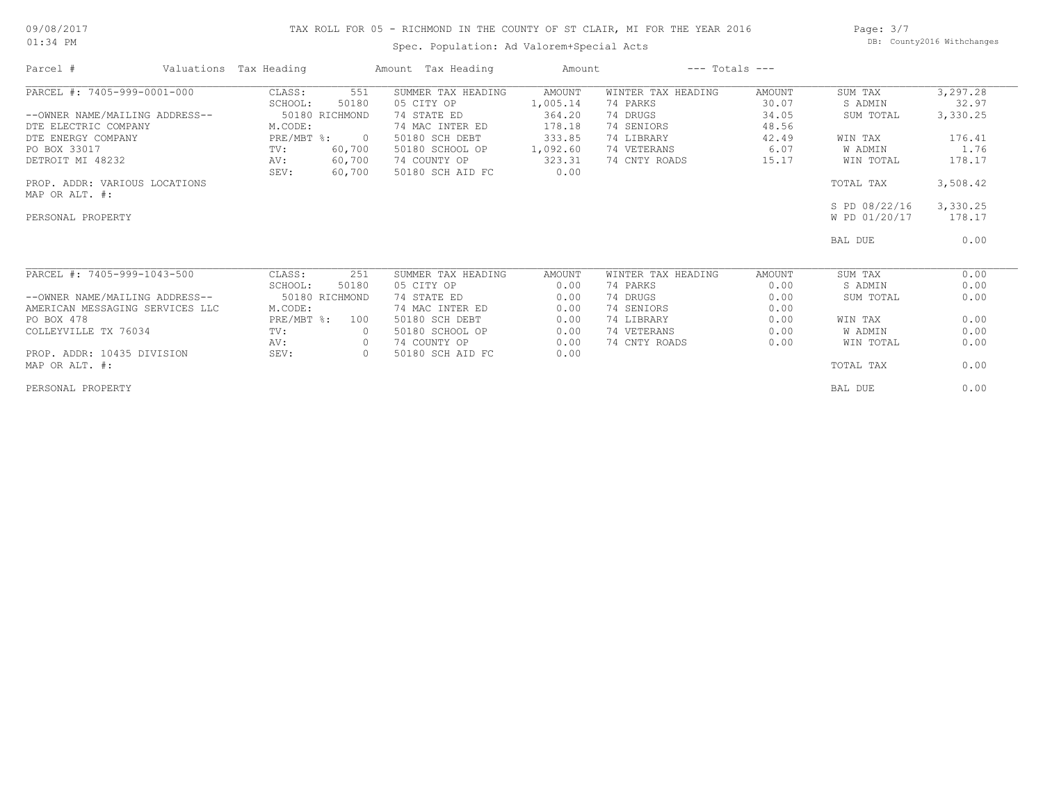# TAX ROLL FOR 05 - RICHMOND IN THE COUNTY OF ST CLAIR, MI FOR THE YEAR 2016

09/08/2017 01:34 PM

Spec. Population: Ad Valorem+Special Acts

DB: County2016 Withchanges

| Parcel # | Valuations Tax Heading | | Amount Tax Heading | Amount | | | --- Totals --- | |
|---|---|---|---|---|---|---|---|---|
| PARCEL #: 7405-999-0001-000 | CLASS: | 551 | SUMMER TAX HEADING | AMOUNT | WINTER TAX HEADING | AMOUNT | SUM TAX | 3,297.28 |
| | SCHOOL: | 50180 | 05 CITY OP | 1,005.14 | 74 PARKS | 30.07 | S ADMIN | 32.97 |
| --OWNER NAME/MAILING ADDRESS-- | 50180 RICHMOND | | 74 STATE ED | 364.20 | 74 DRUGS | 34.05 | SUM TOTAL | 3,330.25 |
| DTE ELECTRIC COMPANY | M.CODE: | | 74 MAC INTER ED | 178.18 | 74 SENIORS | 48.56 | | |
| DTE ENERGY COMPANY | PRE/MBT %: | 0 | 50180 SCH DEBT | 333.85 | 74 LIBRARY | 42.49 | WIN TAX | 176.41 |
| PO BOX 33017 | TV: | 60,700 | 50180 SCHOOL OP | 1,092.60 | 74 VETERANS | 6.07 | W ADMIN | 1.76 |
| DETROIT MI 48232 | AV: | 60,700 | 74 COUNTY OP | 323.31 | 74 CNTY ROADS | 15.17 | WIN TOTAL | 178.17 |
| | SEV: | 60,700 | 50180 SCH AID FC | 0.00 | | | | |
| PROP. ADDR: VARIOUS LOCATIONS | | | | | | | TOTAL TAX | 3,508.42 |
| MAP OR ALT. #: | | | | | | | | |
| | | | | | | | S PD 08/22/16 | 3,330.25 |
| PERSONAL PROPERTY | | | | | | | W PD 01/20/17 | 178.17 |
| | | | | | | | BAL DUE | 0.00 |
| PARCEL #: 7405-999-1043-500 | CLASS: | 251 | SUMMER TAX HEADING | AMOUNT | WINTER TAX HEADING | AMOUNT | SUM TAX | 0.00 |
| | SCHOOL: | 50180 | 05 CITY OP | 0.00 | 74 PARKS | 0.00 | S ADMIN | 0.00 |
| --OWNER NAME/MAILING ADDRESS-- | 50180 RICHMOND | | 74 STATE ED | 0.00 | 74 DRUGS | 0.00 | SUM TOTAL | 0.00 |
| AMERICAN MESSAGING SERVICES LLC | M.CODE: | | 74 MAC INTER ED | 0.00 | 74 SENIORS | 0.00 | | |
| PO BOX 478 | PRE/MBT %: | 100 | 50180 SCH DEBT | 0.00 | 74 LIBRARY | 0.00 | WIN TAX | 0.00 |
| COLLEYVILLE TX 76034 | TV: | 0 | 50180 SCHOOL OP | 0.00 | 74 VETERANS | 0.00 | W ADMIN | 0.00 |
| | AV: | 0 | 74 COUNTY OP | 0.00 | 74 CNTY ROADS | 0.00 | WIN TOTAL | 0.00 |
| PROP. ADDR: 10435 DIVISION | SEV: | 0 | 50180 SCH AID FC | 0.00 | | | | |
| MAP OR ALT. #: | | | | | | | TOTAL TAX | 0.00 |
| PERSONAL PROPERTY | | | | | | | BAL DUE | 0.00 |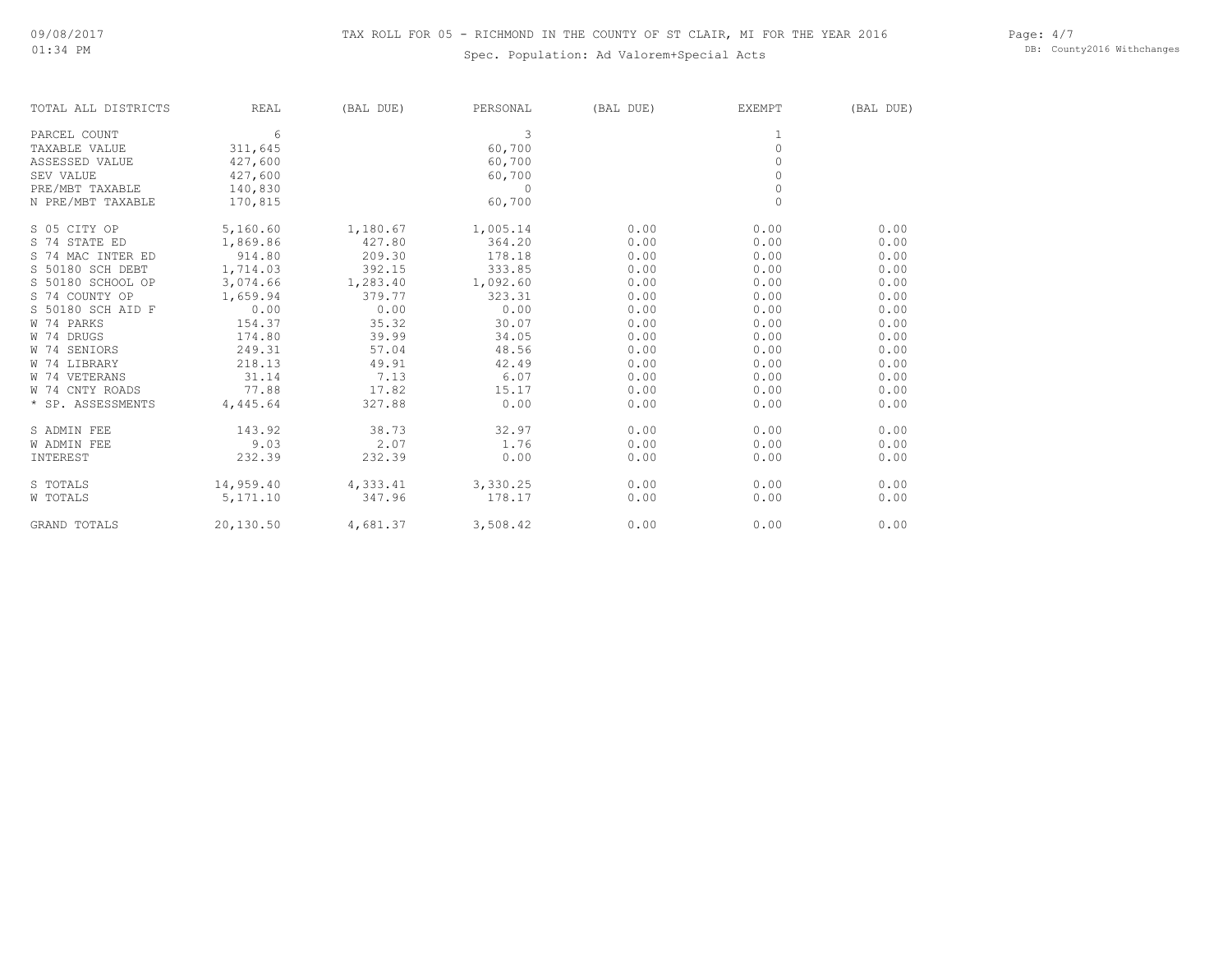# TAX ROLL FOR 05 - RICHMOND IN THE COUNTY OF ST CLAIR, MI FOR THE YEAR 2016

Spec. Population: Ad Valorem+Special Acts

| TOTAL ALL DISTRICTS | REAL | (BAL DUE) | PERSONAL | (BAL DUE) | EXEMPT | (BAL DUE) |
|---|---|---|---|---|---|---|
| PARCEL COUNT | 6 | | 3 | | 1 | |
| TAXABLE VALUE | 311,645 | | 60,700 | | 0 | |
| ASSESSED VALUE | 427,600 | | 60,700 | | 0 | |
| SEV VALUE | 427,600 | | 60,700 | | 0 | |
| PRE/MBT TAXABLE | 140,830 | | 0 | | 0 | |
| N PRE/MBT TAXABLE | 170,815 | | 60,700 | | 0 | |
| S 05 CITY OP | 5,160.60 | 1,180.67 | 1,005.14 | 0.00 | 0.00 | 0.00 |
| S 74 STATE ED | 1,869.86 | 427.80 | 364.20 | 0.00 | 0.00 | 0.00 |
| S 74 MAC INTER ED | 914.80 | 209.30 | 178.18 | 0.00 | 0.00 | 0.00 |
| S 50180 SCH DEBT | 1,714.03 | 392.15 | 333.85 | 0.00 | 0.00 | 0.00 |
| S 50180 SCHOOL OP | 3,074.66 | 1,283.40 | 1,092.60 | 0.00 | 0.00 | 0.00 |
| S 74 COUNTY OP | 1,659.94 | 379.77 | 323.31 | 0.00 | 0.00 | 0.00 |
| S 50180 SCH AID F | 0.00 | 0.00 | 0.00 | 0.00 | 0.00 | 0.00 |
| W 74 PARKS | 154.37 | 35.32 | 30.07 | 0.00 | 0.00 | 0.00 |
| W 74 DRUGS | 174.80 | 39.99 | 34.05 | 0.00 | 0.00 | 0.00 |
| W 74 SENIORS | 249.31 | 57.04 | 48.56 | 0.00 | 0.00 | 0.00 |
| W 74 LIBRARY | 218.13 | 49.91 | 42.49 | 0.00 | 0.00 | 0.00 |
| W 74 VETERANS | 31.14 | 7.13 | 6.07 | 0.00 | 0.00 | 0.00 |
| W 74 CNTY ROADS | 77.88 | 17.82 | 15.17 | 0.00 | 0.00 | 0.00 |
| * SP. ASSESSMENTS | 4,445.64 | 327.88 | 0.00 | 0.00 | 0.00 | 0.00 |
| S ADMIN FEE | 143.92 | 38.73 | 32.97 | 0.00 | 0.00 | 0.00 |
| W ADMIN FEE | 9.03 | 2.07 | 1.76 | 0.00 | 0.00 | 0.00 |
| INTEREST | 232.39 | 232.39 | 0.00 | 0.00 | 0.00 | 0.00 |
| S TOTALS | 14,959.40 | 4,333.41 | 3,330.25 | 0.00 | 0.00 | 0.00 |
| W TOTALS | 5,171.10 | 347.96 | 178.17 | 0.00 | 0.00 | 0.00 |
| GRAND TOTALS | 20,130.50 | 4,681.37 | 3,508.42 | 0.00 | 0.00 | 0.00 |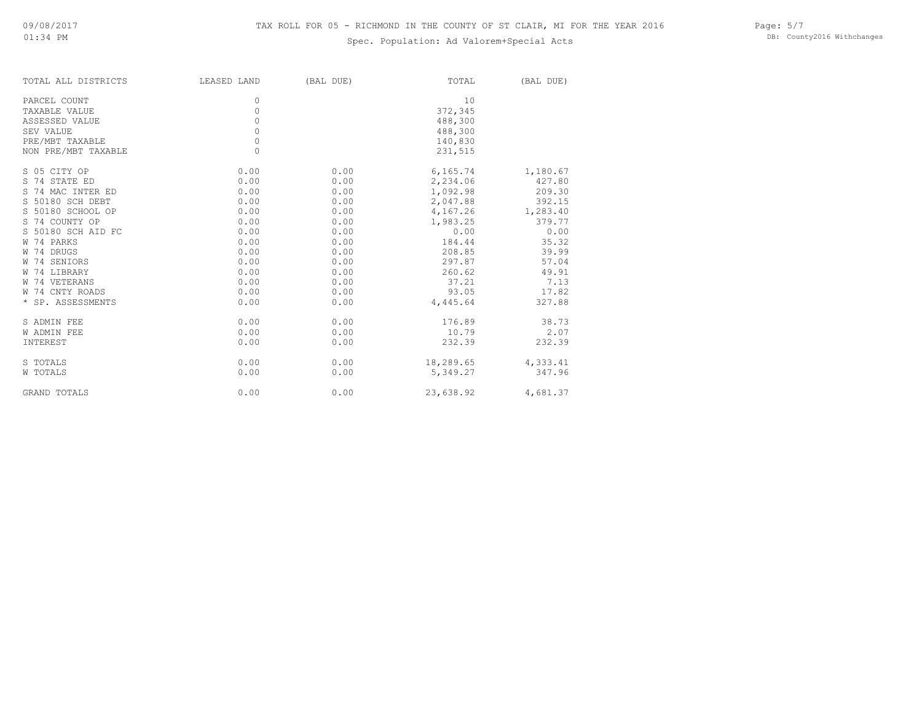# TAX ROLL FOR 05 - RICHMOND IN THE COUNTY OF ST CLAIR, MI FOR THE YEAR 2016

Spec. Population: Ad Valorem+Special Acts

09/08/2017 01:34 PM

DB: County2016 Withchanges

| TOTAL ALL DISTRICTS | LEASED LAND | (BAL DUE) | TOTAL | (BAL DUE) |
|---|---|---|---|---|
| PARCEL COUNT | 0 | | 10 | |
| TAXABLE VALUE | 0 | | 372,345 | |
| ASSESSED VALUE | 0 | | 488,300 | |
| SEV VALUE | 0 | | 488,300 | |
| PRE/MBT TAXABLE | 0 | | 140,830 | |
| NON PRE/MBT TAXABLE | 0 | | 231,515 | |
| S 05 CITY OP | 0.00 | 0.00 | 6,165.74 | 1,180.67 |
| S 74 STATE ED | 0.00 | 0.00 | 2,234.06 | 427.80 |
| S 74 MAC INTER ED | 0.00 | 0.00 | 1,092.98 | 209.30 |
| S 50180 SCH DEBT | 0.00 | 0.00 | 2,047.88 | 392.15 |
| S 50180 SCHOOL OP | 0.00 | 0.00 | 4,167.26 | 1,283.40 |
| S 74 COUNTY OP | 0.00 | 0.00 | 1,983.25 | 379.77 |
| S 50180 SCH AID FC | 0.00 | 0.00 | 0.00 | 0.00 |
| W 74 PARKS | 0.00 | 0.00 | 184.44 | 35.32 |
| W 74 DRUGS | 0.00 | 0.00 | 208.85 | 39.99 |
| W 74 SENIORS | 0.00 | 0.00 | 297.87 | 57.04 |
| W 74 LIBRARY | 0.00 | 0.00 | 260.62 | 49.91 |
| W 74 VETERANS | 0.00 | 0.00 | 37.21 | 7.13 |
| W 74 CNTY ROADS | 0.00 | 0.00 | 93.05 | 17.82 |
| * SP. ASSESSMENTS | 0.00 | 0.00 | 4,445.64 | 327.88 |
| S ADMIN FEE | 0.00 | 0.00 | 176.89 | 38.73 |
| W ADMIN FEE | 0.00 | 0.00 | 10.79 | 2.07 |
| INTEREST | 0.00 | 0.00 | 232.39 | 232.39 |
| S TOTALS | 0.00 | 0.00 | 18,289.65 | 4,333.41 |
| W TOTALS | 0.00 | 0.00 | 5,349.27 | 347.96 |
| GRAND TOTALS | 0.00 | 0.00 | 23,638.92 | 4,681.37 |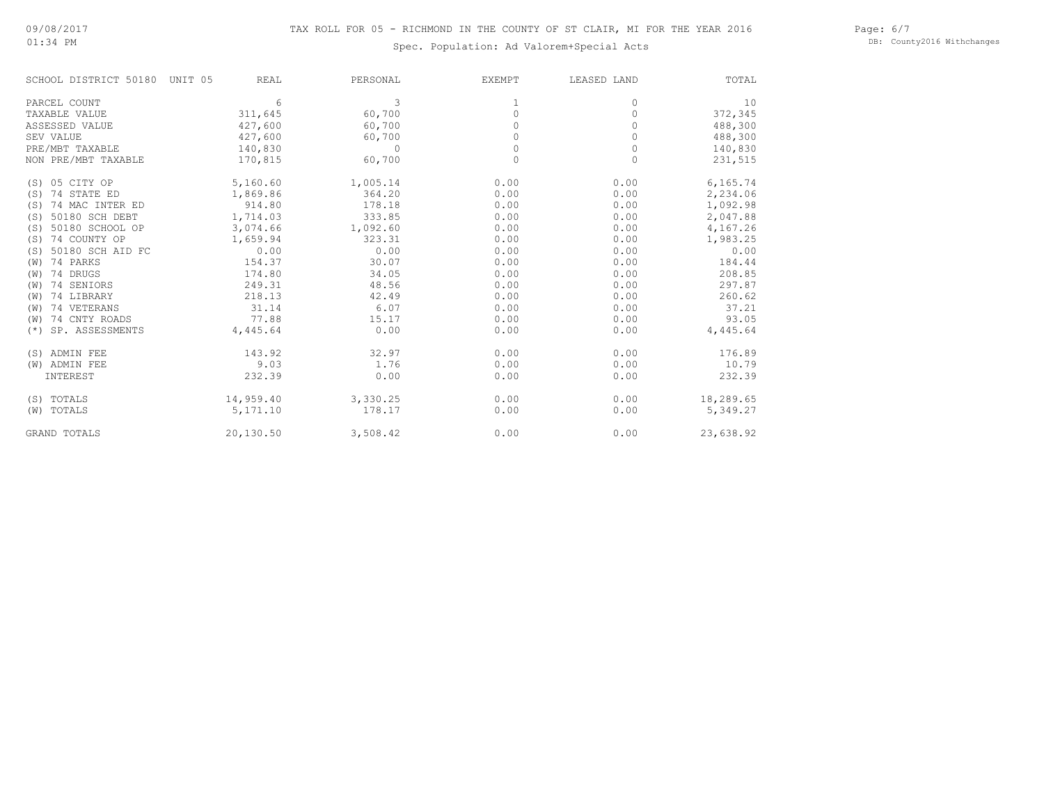TAX ROLL FOR 05 - RICHMOND IN THE COUNTY OF ST CLAIR, MI FOR THE YEAR 2016

Spec. Population: Ad Valorem+Special Acts

| SCHOOL DISTRICT 50180 UNIT 05 | REAL | PERSONAL | EXEMPT | LEASED LAND | TOTAL |
|---|---|---|---|---|---|
| PARCEL COUNT | 6 | 3 | 1 | 0 | 10 |
| TAXABLE VALUE | 311,645 | 60,700 | 0 | 0 | 372,345 |
| ASSESSED VALUE | 427,600 | 60,700 | 0 | 0 | 488,300 |
| SEV VALUE | 427,600 | 60,700 | 0 | 0 | 488,300 |
| PRE/MBT TAXABLE | 140,830 | 0 | 0 | 0 | 140,830 |
| NON PRE/MBT TAXABLE | 170,815 | 60,700 | 0 | 0 | 231,515 |
| (S) 05 CITY OP | 5,160.60 | 1,005.14 | 0.00 | 0.00 | 6,165.74 |
| (S) 74 STATE ED | 1,869.86 | 364.20 | 0.00 | 0.00 | 2,234.06 |
| (S) 74 MAC INTER ED | 914.80 | 178.18 | 0.00 | 0.00 | 1,092.98 |
| (S) 50180 SCH DEBT | 1,714.03 | 333.85 | 0.00 | 0.00 | 2,047.88 |
| (S) 50180 SCHOOL OP | 3,074.66 | 1,092.60 | 0.00 | 0.00 | 4,167.26 |
| (S) 74 COUNTY OP | 1,659.94 | 323.31 | 0.00 | 0.00 | 1,983.25 |
| (S) 50180 SCH AID FC | 0.00 | 0.00 | 0.00 | 0.00 | 0.00 |
| (W) 74 PARKS | 154.37 | 30.07 | 0.00 | 0.00 | 184.44 |
| (W) 74 DRUGS | 174.80 | 34.05 | 0.00 | 0.00 | 208.85 |
| (W) 74 SENIORS | 249.31 | 48.56 | 0.00 | 0.00 | 297.87 |
| (W) 74 LIBRARY | 218.13 | 42.49 | 0.00 | 0.00 | 260.62 |
| (W) 74 VETERANS | 31.14 | 6.07 | 0.00 | 0.00 | 37.21 |
| (W) 74 CNTY ROADS | 77.88 | 15.17 | 0.00 | 0.00 | 93.05 |
| (*) SP. ASSESSMENTS | 4,445.64 | 0.00 | 0.00 | 0.00 | 4,445.64 |
| (S) ADMIN FEE | 143.92 | 32.97 | 0.00 | 0.00 | 176.89 |
| (W) ADMIN FEE | 9.03 | 1.76 | 0.00 | 0.00 | 10.79 |
| INTEREST | 232.39 | 0.00 | 0.00 | 0.00 | 232.39 |
| (S) TOTALS | 14,959.40 | 3,330.25 | 0.00 | 0.00 | 18,289.65 |
| (W) TOTALS | 5,171.10 | 178.17 | 0.00 | 0.00 | 5,349.27 |
| GRAND TOTALS | 20,130.50 | 3,508.42 | 0.00 | 0.00 | 23,638.92 |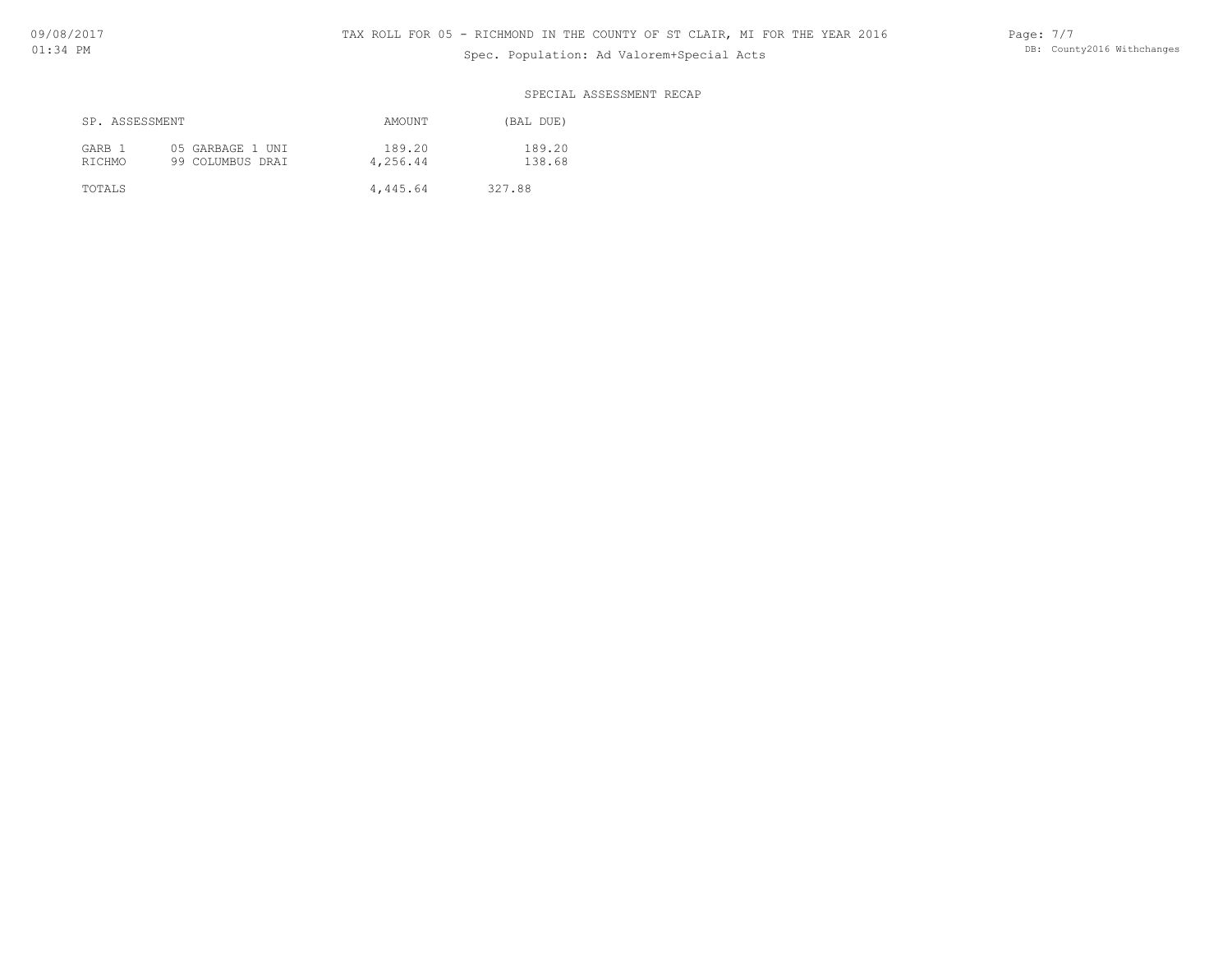TAX ROLL FOR 05 - RICHMOND IN THE COUNTY OF ST CLAIR, MI FOR THE YEAR 2016

Spec. Population: Ad Valorem+Special Acts

## SPECIAL ASSESSMENT RECAP

| SP. ASSESSMENT | | AMOUNT | (BAL DUE) |
|---|---|---|---|
| GARB 1 | 05 GARBAGE 1 UNI | 189.20 | 189.20 |
| RICHMO | 99 COLUMBUS DRAI | 4,256.44 | 138.68 |
| TOTALS | | 4,445.64 | 327.88 |